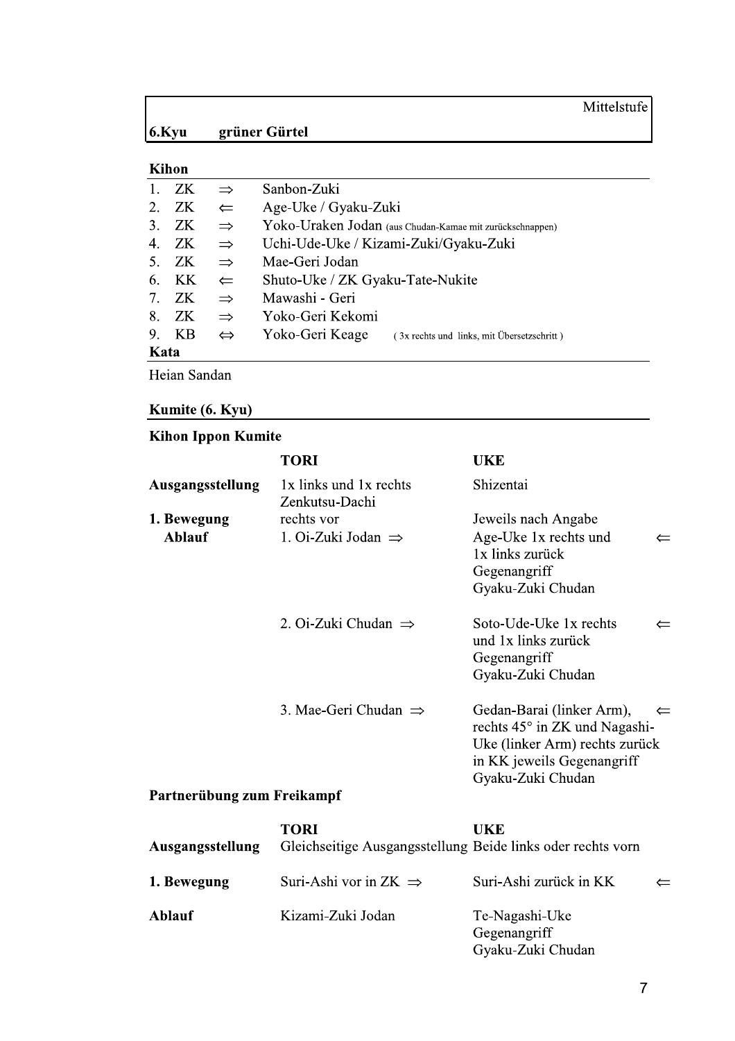| 6.Kyu grüner Gürtel | Mittelstufe |
|---|---|

## Kihon

| | | | |
|---|---|---|---|
| 1. | ZK | ⇒ | Sanbon-Zuki |
| 2. | ZK | ⇐ | Age-Uke / Gyaku-Zuki |
| 3. | ZK | ⇒ | Yoko-Uraken Jodan (aus Chudan-Kamae mit zurückschnappen) |
| 4. | ZK | ⇒ | Uchi-Ude-Uke / Kizami-Zuki/Gyaku-Zuki |
| 5. | ZK | ⇒ | Mae-Geri Jodan |
| 6. | KK | ⇐ | Shuto-Uke / ZK Gyaku-Tate-Nukite |
| 7. | ZK | ⇒ | Mawashi - Geri |
| 8. | ZK | ⇒ | Yoko-Geri Kekomi |
| 9. | KB | ⇔ | Yoko-Geri Keage (3x rechts und links, mit Übersetzschritt) |

## Kata

Heian Sandan

## Kumite (6. Kyu)

### Kihon Ippon Kumite

| | TORI | UKE | |
|---|---|---|---|
| **Ausgangsstellung** | 1x links und 1x rechts Zenkutsu-Dachi | Shizentai | |
| **1. Bewegung** | rechts vor | Jeweils nach Angabe | |
| **Ablauf** | 1. Oi-Zuki Jodan ⇒ | Age-Uke 1x rechts und 1x links zurück Gegenangriff Gyaku-Zuki Chudan | ⇐ |
| | 2. Oi-Zuki Chudan ⇒ | Soto-Ude-Uke 1x rechts und 1x links zurück Gegenangriff Gyaku-Zuki Chudan | ⇐ |
| | 3. Mae-Geri Chudan ⇒ | Gedan-Barai (linker Arm), rechts 45° in ZK und Nagashi-Uke (linker Arm) rechts zurück in KK jeweils Gegenangriff Gyaku-Zuki Chudan | ⇐ |

### Partnerübung zum Freikampf

| | TORI | UKE | |
|---|---|---|---|
| **Ausgangsstellung** | Gleichseitige Ausgangsstellung | Beide links oder rechts vorn | |
| **1. Bewegung** | Suri-Ashi vor in ZK ⇒ | Suri-Ashi zurück in KK | ⇐ |
| **Ablauf** | Kizami-Zuki Jodan | Te-Nagashi-Uke Gegenangriff Gyaku-Zuki Chudan | |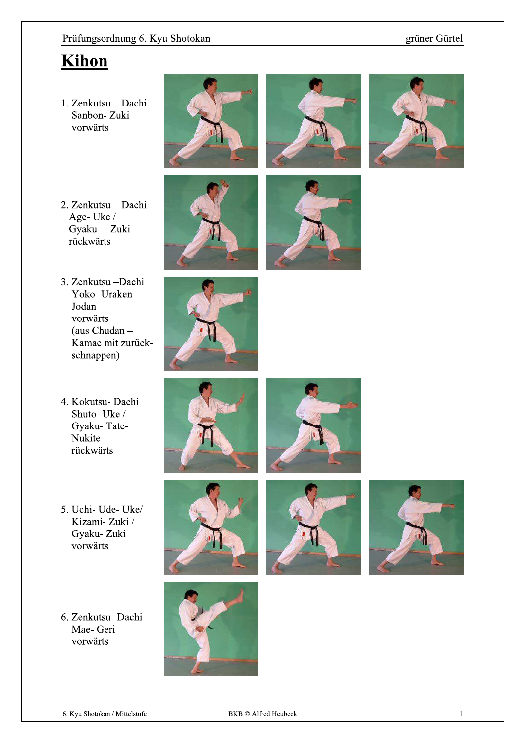# Kihon

1. Zenkutsu – Dachi
   Sanbon- Zuki
   vorwärts

2. Zenkutsu – Dachi
   Age- Uke /
   Gyaku – Zuki
   rückwärts

3. Zenkutsu –Dachi
   Yoko- Uraken
   Jodan
   vorwärts
   (aus Chudan –
   Kamae mit zurück-
   schnappen)

4. Kokutsu- Dachi
   Shuto- Uke /
   Gyaku- Tate-
   Nukite
   rückwärts

5. Uchi- Ude- Uke/
   Kizami- Zuki /
   Gyaku- Zuki
   vorwärts

6. Zenkutsu- Dachi
   Mae- Geri
   vorwärts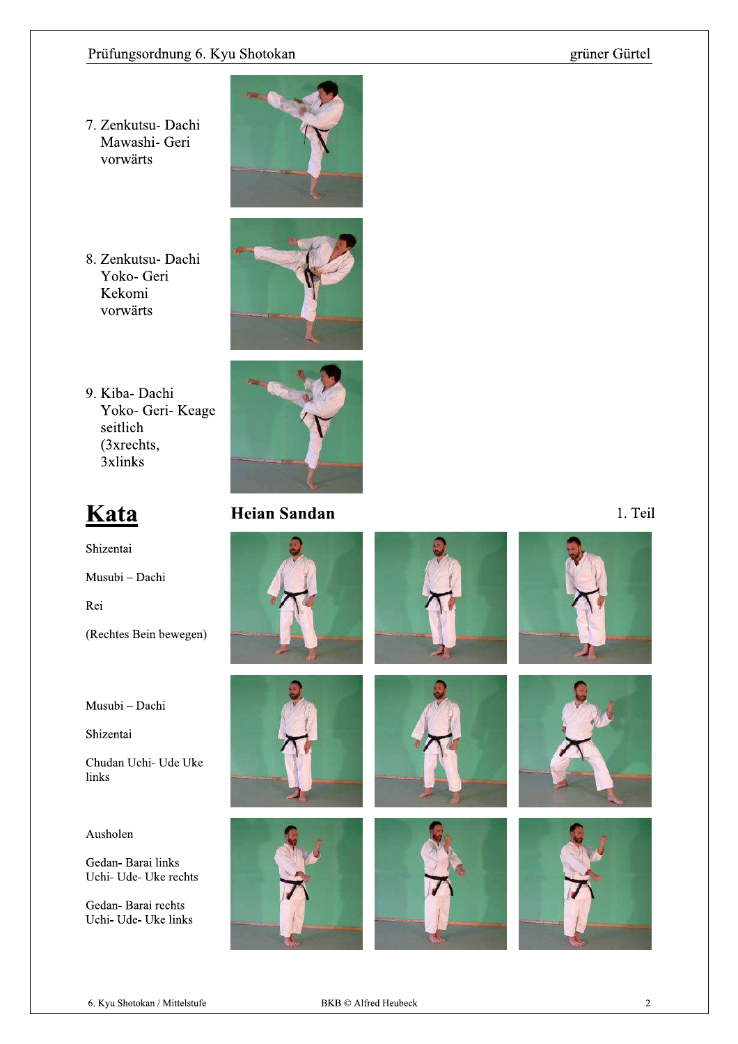7. Zenkutsu- Dachi
   Mawashi- Geri
   vorwärts

8. Zenkutsu- Dachi
   Yoko- Geri
   Kekomi
   vorwärts

9. Kiba- Dachi
   Yoko- Geri- Keage
   seitlich
   (3xrechts,
   3xlinks

# Kata

## Heian Sandan

1. Teil

Shizentai

Musubi – Dachi

Rei

(Rechtes Bein bewegen)

Musubi – Dachi

Shizentai

Chudan Uchi- Ude Uke links

Ausholen

Gedan- Barai links
Uchi- Ude- Uke rechts

Gedan- Barai rechts
Uchi- Ude- Uke links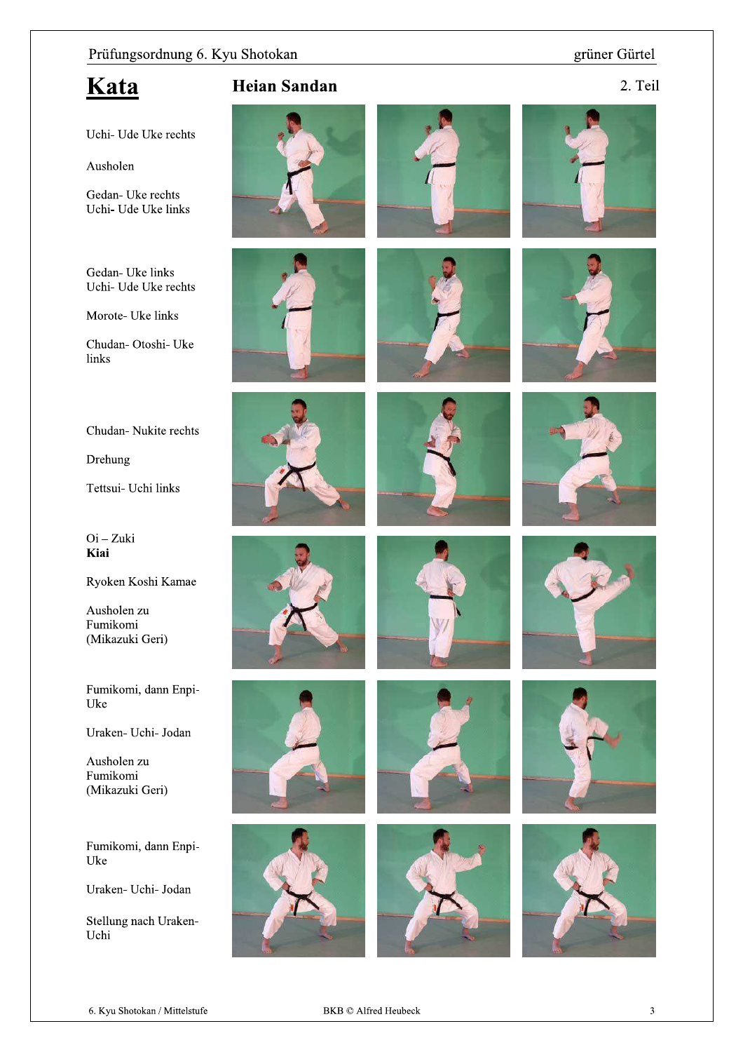# Kata

## Heian Sandan

2. Teil

Uchi- Ude Uke rechts

Ausholen

Gedan- Uke rechts
Uchi- Ude Uke links

Gedan- Uke links
Uchi- Ude Uke rechts

Morote- Uke links

Chudan- Otoshi- Uke links

Chudan- Nukite rechts

Drehung

Tettsui- Uchi links

Oi – Zuki
**Kiai**

Ryoken Koshi Kamae

Ausholen zu Fumikomi (Mikazuki Geri)

Fumikomi, dann Enpi- Uke

Uraken- Uchi- Jodan

Ausholen zu Fumikomi (Mikazuki Geri)

Fumikomi, dann Enpi- Uke

Uraken- Uchi- Jodan

Stellung nach Uraken- Uchi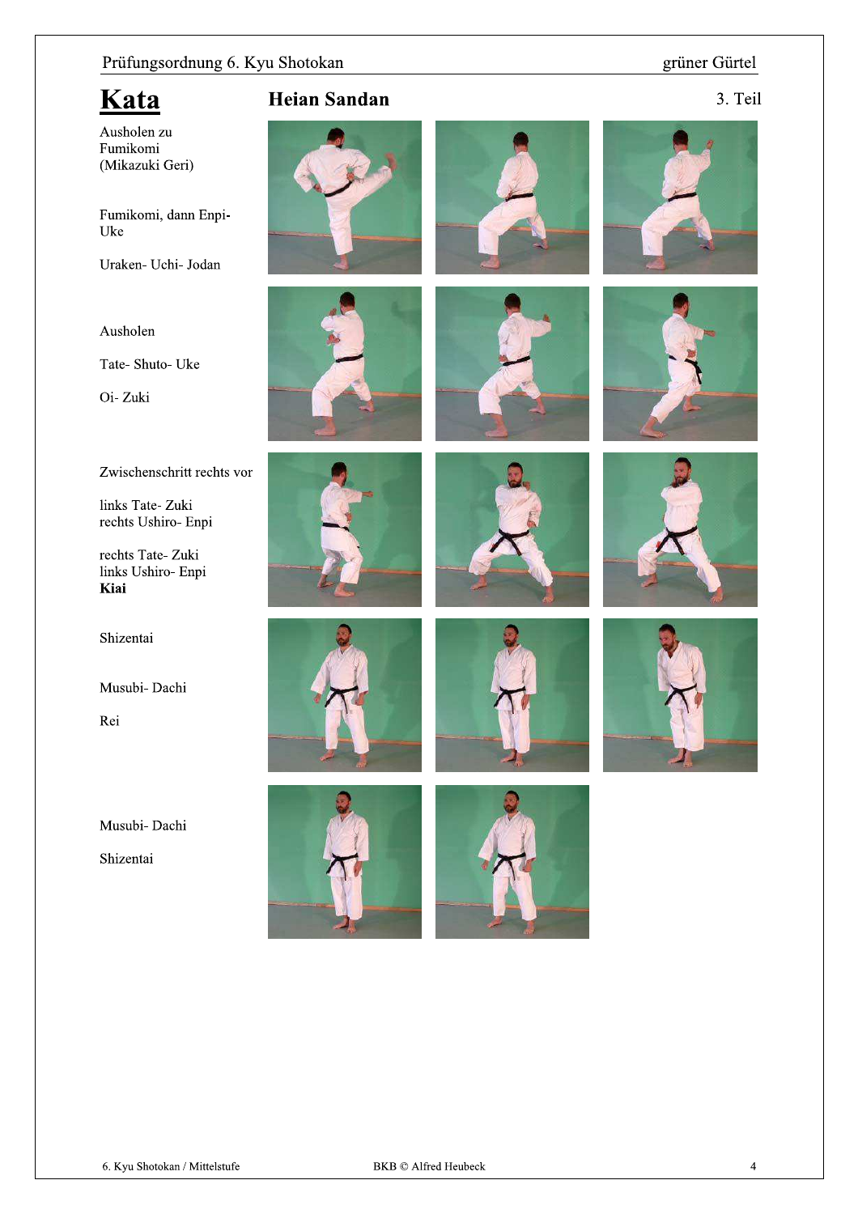# Kata

## Heian Sandan

3. Teil

Ausholen zu Fumikomi (Mikazuki Geri)

Fumikomi, dann Enpi- Uke

Uraken- Uchi- Jodan

Ausholen

Tate- Shuto- Uke

Oi- Zuki

Zwischenschritt rechts vor

links Tate- Zuki
rechts Ushiro- Enpi

rechts Tate- Zuki
links Ushiro- Enpi
**Kiai**

Shizentai

Musubi- Dachi

Rei

Musubi- Dachi

Shizentai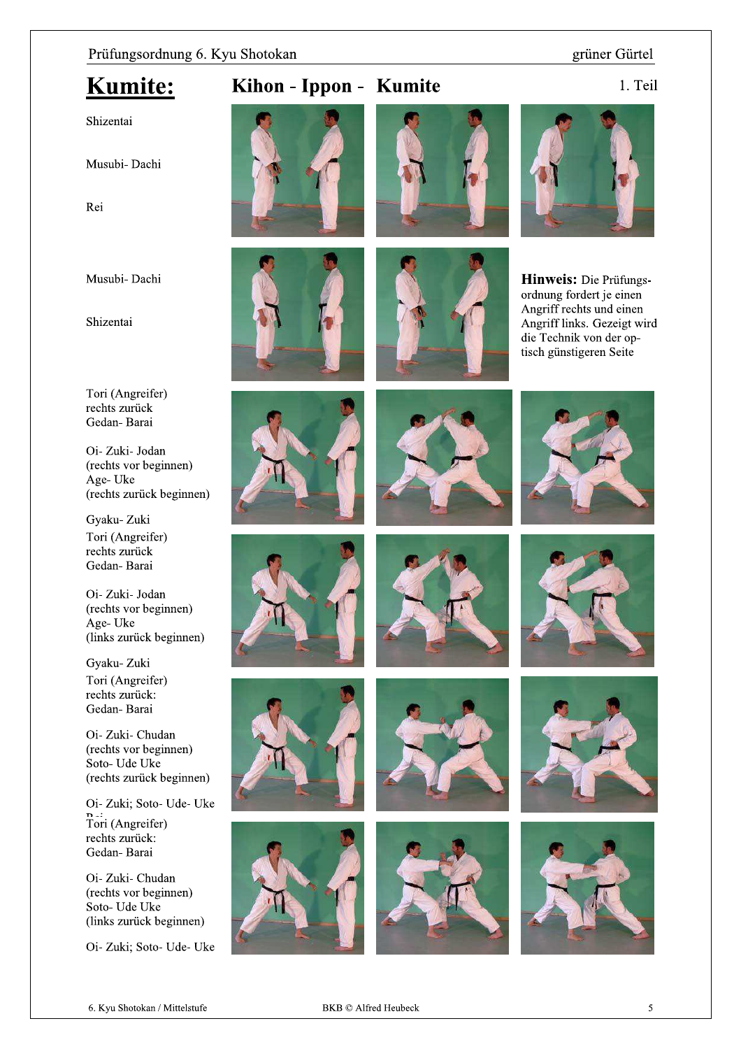# Kumite:

## Kihon - Ippon - Kumite

1. Teil

Shizentai

Musubi- Dachi

Rei

Musubi- Dachi

Shizentai

**Hinweis:** Die Prüfungsordnung fordert je einen Angriff rechts und einen Angriff links. Gezeigt wird die Technik von der optisch günstigeren Seite

Tori (Angreifer)
rechts zurück
Gedan- Barai

Oi- Zuki- Jodan
(rechts vor beginnen)
Age- Uke
(rechts zurück beginnen)

Gyaku- Zuki

Tori (Angreifer)
rechts zurück
Gedan- Barai

Oi- Zuki- Jodan
(rechts vor beginnen)
Age- Uke
(links zurück beginnen)

Gyaku- Zuki

Tori (Angreifer)
rechts zurück:
Gedan- Barai

Oi- Zuki- Chudan
(rechts vor beginnen)
Soto- Ude Uke
(rechts zurück beginnen)

Oi- Zuki; Soto- Ude- Uke

Tori (Angreifer)
rechts zurück:
Gedan- Barai

Oi- Zuki- Chudan
(rechts vor beginnen)
Soto- Ude Uke
(links zurück beginnen)

Oi- Zuki; Soto- Ude- Uke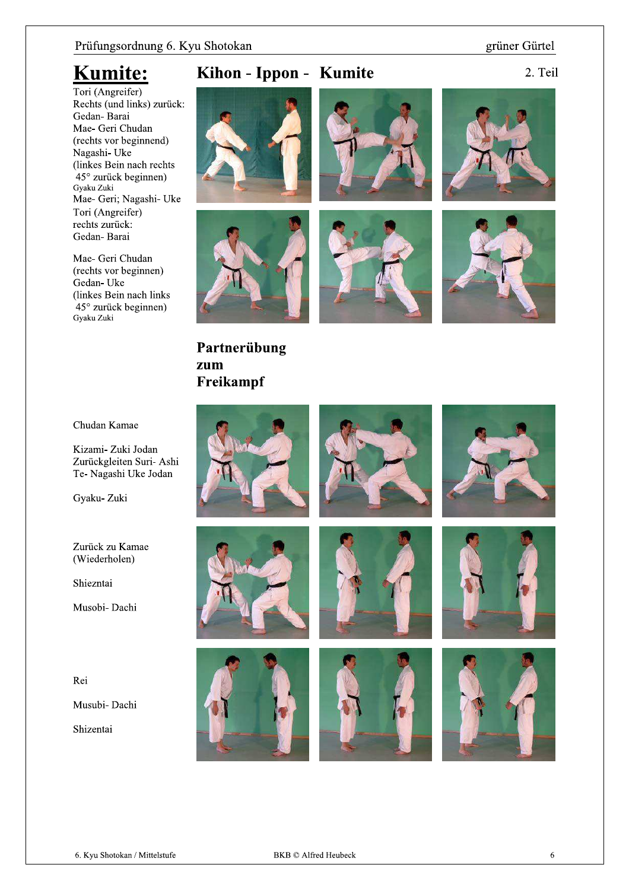# Kumite:

## Kihon - Ippon - Kumite

2. Teil

Tori (Angreifer)
Rechts (und links) zurück:
Gedan- Barai
Mae- Geri Chudan
(rechts vor beginnend)
Nagashi- Uke
(linkes Bein nach rechts 45° zurück beginnen)
Gyaku Zuki
Mae- Geri; Nagashi- Uke
Tori (Angreifer)
rechts zurück:
Gedan- Barai

Mae- Geri Chudan
(rechts vor beginnen)
Gedan- Uke
(linkes Bein nach links 45° zurück beginnen)
Gyaku Zuki

## Partnerübung zum Freikampf

Chudan Kamae

Kizami- Zuki Jodan
Zurückgleiten Suri- Ashi
Te- Nagashi Uke Jodan

Gyaku- Zuki

Zurück zu Kamae
(Wiederholen)

Shiezntai

Musobi- Dachi

Rei

Musubi- Dachi

Shizentai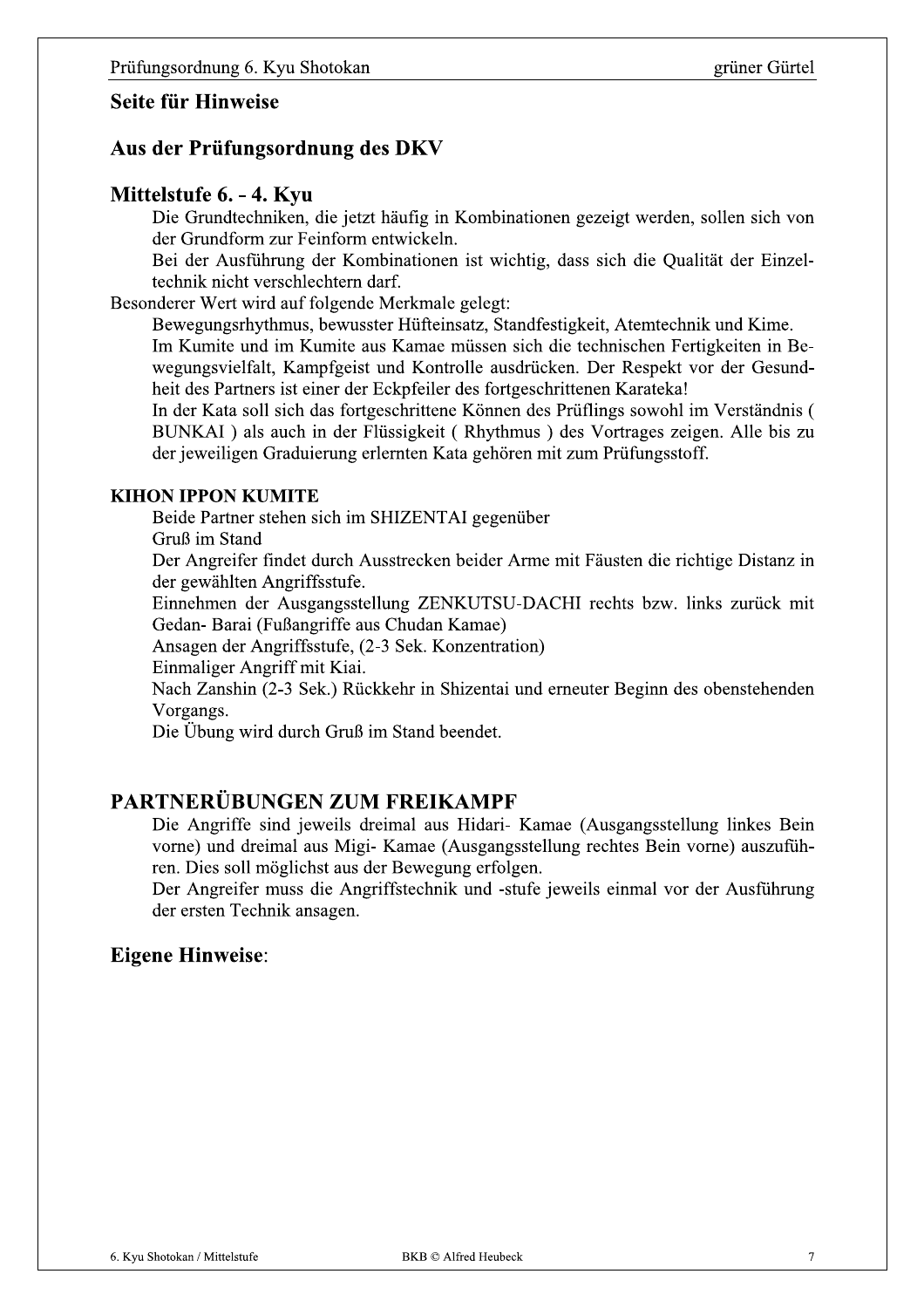## Seite für Hinweise

## Aus der Prüfungsordnung des DKV

### Mittelstufe 6. - 4. Kyu

Die Grundtechniken, die jetzt häufig in Kombinationen gezeigt werden, sollen sich von der Grundform zur Feinform entwickeln.

Bei der Ausführung der Kombinationen ist wichtig, dass sich die Qualität der Einzeltechnik nicht verschlechtern darf.

Besonderer Wert wird auf folgende Merkmale gelegt:

Bewegungsrhythmus, bewusster Hüfteinsatz, Standfestigkeit, Atemtechnik und Kime.

Im Kumite und im Kumite aus Kamae müssen sich die technischen Fertigkeiten in Bewegungsvielfalt, Kampfgeist und Kontrolle ausdrücken. Der Respekt vor der Gesundheit des Partners ist einer der Eckpfeiler des fortgeschrittenen Karateka!

In der Kata soll sich das fortgeschrittene Können des Prüflings sowohl im Verständnis ( BUNKAI ) als auch in der Flüssigkeit ( Rhythmus ) des Vortrages zeigen. Alle bis zu der jeweiligen Graduierung erlernten Kata gehören mit zum Prüfungsstoff.

**KIHON IPPON KUMITE**

Beide Partner stehen sich im SHIZENTAI gegenüber

Gruß im Stand

Der Angreifer findet durch Ausstrecken beider Arme mit Fäusten die richtige Distanz in der gewählten Angriffsstufe.

Einnehmen der Ausgangsstellung ZENKUTSU-DACHI rechts bzw. links zurück mit Gedan- Barai (Fußangriffe aus Chudan Kamae)

Ansagen der Angriffsstufe, (2-3 Sek. Konzentration)

Einmaliger Angriff mit Kiai.

Nach Zanshin (2-3 Sek.) Rückkehr in Shizentai und erneuter Beginn des obenstehenden Vorgangs.

Die Übung wird durch Gruß im Stand beendet.

## PARTNERÜBUNGEN ZUM FREIKAMPF

Die Angriffe sind jeweils dreimal aus Hidari- Kamae (Ausgangsstellung linkes Bein vorne) und dreimal aus Migi- Kamae (Ausgangsstellung rechtes Bein vorne) auszuführen. Dies soll möglichst aus der Bewegung erfolgen.

Der Angreifer muss die Angriffstechnik und -stufe jeweils einmal vor der Ausführung der ersten Technik ansagen.

## Eigene Hinweise: